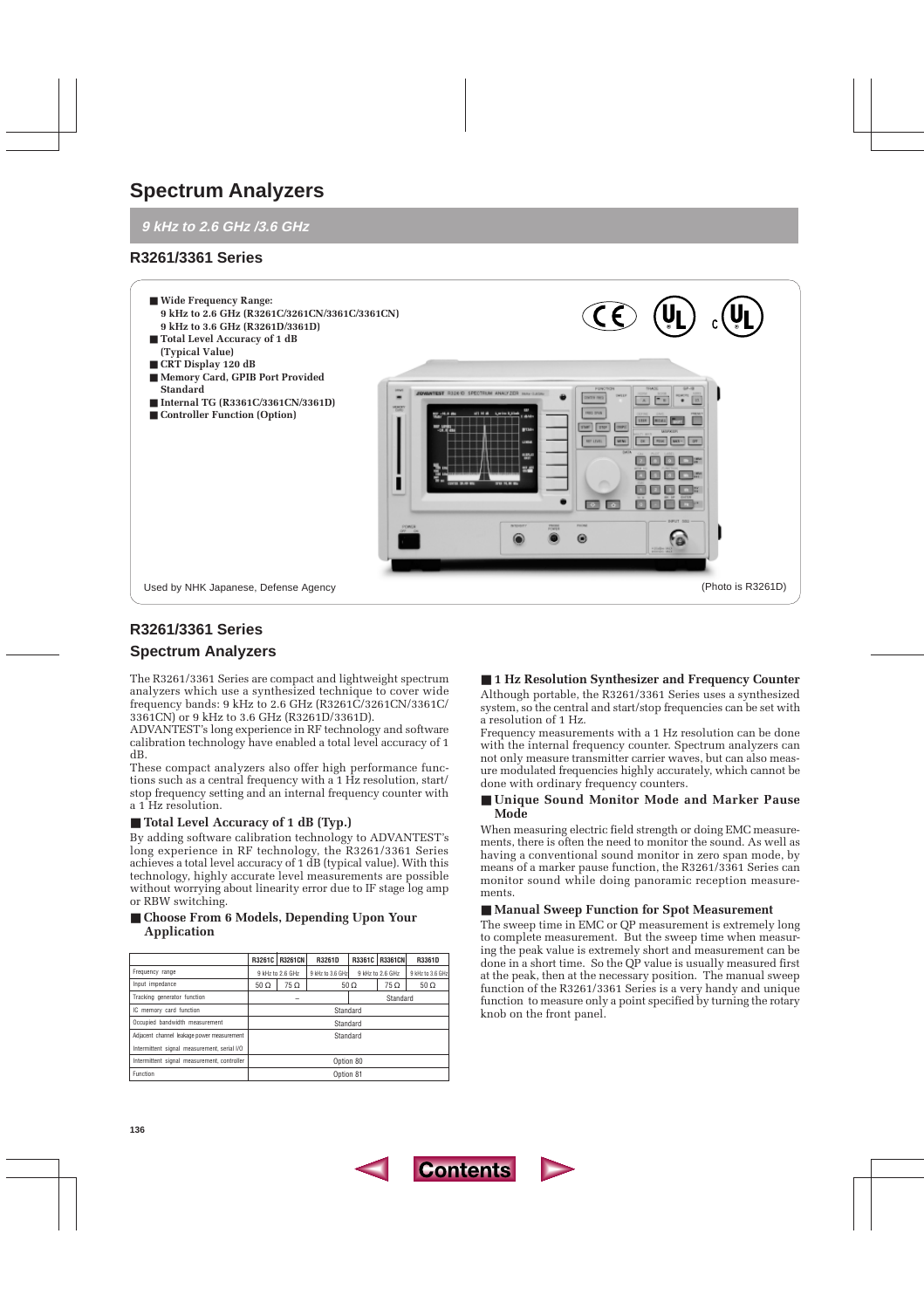# Spectrum Analyzers

*9 kHz to 2.6 GHz /3.6 GHz*

## R3261/3361 Series

- **Wide Frequency Range:**
  **9 kHz to 2.6 GHz (R3261C/3261CN/3361C/3361CN)**
  **9 kHz to 3.6 GHz (R3261D/3361D)**
- **Total Level Accuracy of 1 dB (Typical Value)**
- **CRT Display 120 dB**
- **Memory Card, GPIB Port Provided Standard**
- **Internal TG (R3361C/3361CN/3361D)**
- **Controller Function (Option)**

Used by NHK Japanese, Defense Agency

(Photo is R3261D)

## R3261/3361 Series

## Spectrum Analyzers

The R3261/3361 Series are compact and lightweight spectrum analyzers which use a synthesized technique to cover wide frequency bands: 9 kHz to 2.6 GHz (R3261C/3261CN/3361C/3361CN) or 9 kHz to 3.6 GHz (R3261D/3361D).
ADVANTEST's long experience in RF technology and software calibration technology have enabled a total level accuracy of 1 dB.
These compact analyzers also offer high performance functions such as a central frequency with a 1 Hz resolution, start/stop frequency setting and an internal frequency counter with a 1 Hz resolution.

### ■ Total Level Accuracy of 1 dB (Typ.)

By adding software calibration technology to ADVANTEST's long experience in RF technology, the R3261/3361 Series achieves a total level accuracy of 1 dB (typical value). With this technology, highly accurate level measurements are possible without worrying about linearity error due to IF stage log amp or RBW switching.

### ■ Choose From 6 Models, Depending Upon Your Application

| | R3261C | R3261CN | R3261D | R3361C | R3361CN | R3361D |
|---|---|---|---|---|---|---|
| Frequency range | 9 kHz to 2.6 GHz | | 9 kHz to 3.6 GHz | 9 kHz to 2.6 GHz | | 9 kHz to 3.6 GHz |
| Input impedance | 50 Ω | 75 Ω | 50 Ω | | 75 Ω | 50 Ω |
| Tracking generator function | – | | | Standard | | |
| IC memory card function | Standard | | | | | |
| Occupied bandwidth measurement | Standard | | | | | |
| Adjacent channel leakage power measurement<br>Intermittent signal measurement, serial I/O | Standard | | | | | |
| Intermittent signal measurement, controller | Option 80 | | | | | |
| Function | Option 81 | | | | | |

### ■ 1 Hz Resolution Synthesizer and Frequency Counter

Although portable, the R3261/3361 Series uses a synthesized system, so the central and start/stop frequencies can be set with a resolution of 1 Hz.
Frequency measurements with a 1 Hz resolution can be done with the internal frequency counter. Spectrum analyzers can not only measure transmitter carrier waves, but can also measure modulated frequencies highly accurately, which cannot be done with ordinary frequency counters.

### ■ Unique Sound Monitor Mode and Marker Pause Mode

When measuring electric field strength or doing EMC measurements, there is often the need to monitor the sound. As well as having a conventional sound monitor in zero span mode, by means of a marker pause function, the R3261/3361 Series can monitor sound while doing panoramic reception measurements.

### ■ Manual Sweep Function for Spot Measurement

The sweep time in EMC or QP measurement is extremely long to complete measurement. But the sweep time when measuring the peak value is extremely short and measurement can be done in a short time. So the QP value is usually measured first at the peak, then at the necessary position. The manual sweep function of the R3261/3361 Series is a very handy and unique function to measure only a point specified by turning the rotary knob on the front panel.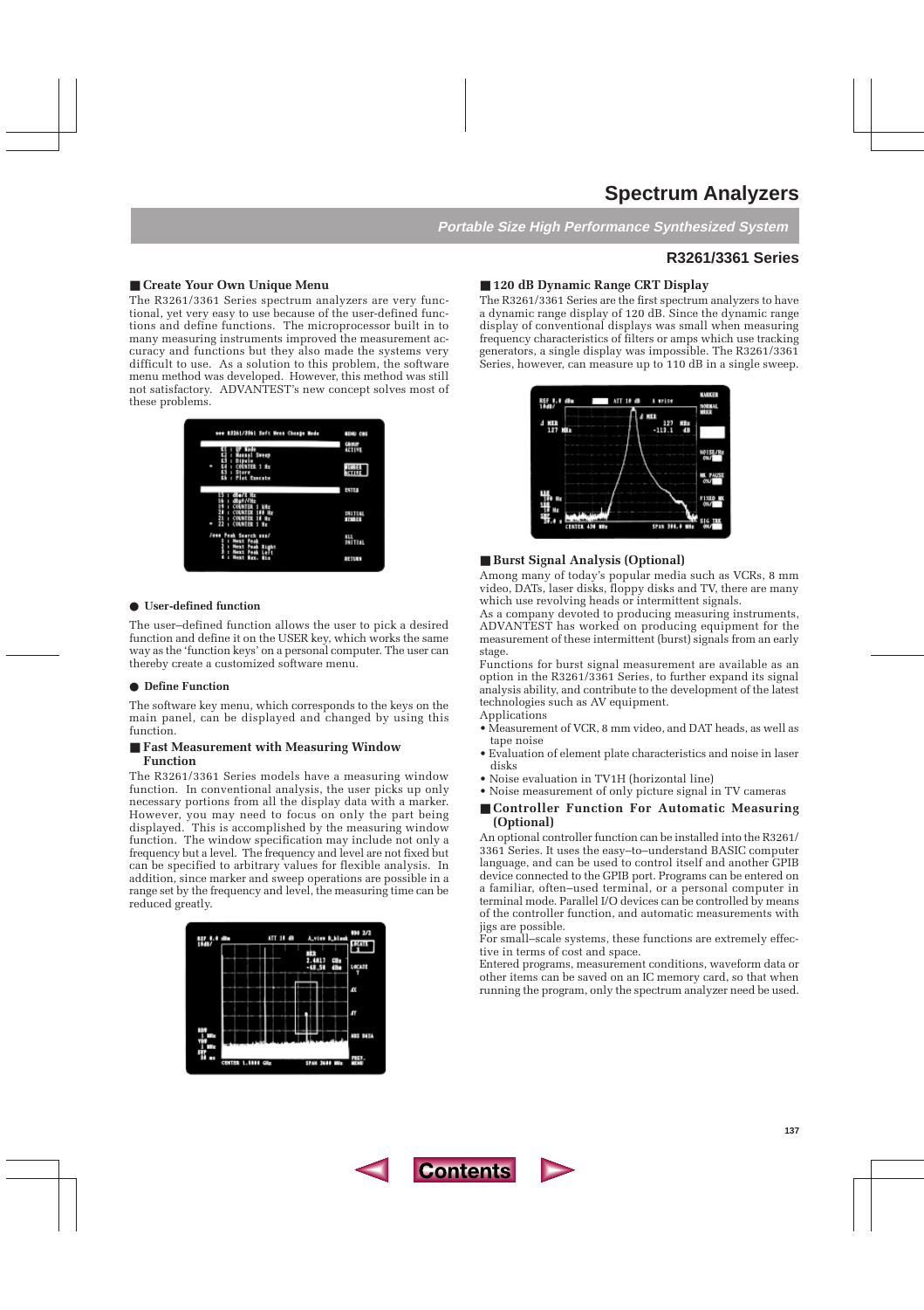# Spectrum Analyzers

*Portable Size High Performance Synthesized System*

## R3261/3361 Series

### ■ Create Your Own Unique Menu

The R3261/3361 Series spectrum analyzers are very functional, yet very easy to use because of the user-defined functions and define functions. The microprocessor built in to many measuring instruments improved the measurement accuracy and functions but they also made the systems very difficult to use. As a solution to this problem, the software menu method was developed. However, this method was still not satisfactory. ADVANTEST's new concept solves most of these problems.

● **User-defined function**

The user–defined function allows the user to pick a desired function and define it on the USER key, which works the same way as the 'function keys' on a personal computer. The user can thereby create a customized software menu.

● **Define Function**

The software key menu, which corresponds to the keys on the main panel, can be displayed and changed by using this function.

### ■ Fast Measurement with Measuring Window Function

The R3261/3361 Series models have a measuring window function. In conventional analysis, the user picks up only necessary portions from all the display data with a marker. However, you may need to focus on only the part being displayed. This is accomplished by the measuring window function. The window specification may include not only a frequency but a level. The frequency and level are not fixed but can be specified to arbitrary values for flexible analysis. In addition, since marker and sweep operations are possible in a range set by the frequency and level, the measuring time can be reduced greatly.

### ■ 120 dB Dynamic Range CRT Display

The R3261/3361 Series are the first spectrum analyzers to have a dynamic range display of 120 dB. Since the dynamic range display of conventional displays was small when measuring frequency characteristics of filters or amps which use tracking generators, a single display was impossible. The R3261/3361 Series, however, can measure up to 110 dB in a single sweep.

### ■ Burst Signal Analysis (Optional)

Among many of today's popular media such as VCRs, 8 mm video, DATs, laser disks, floppy disks and TV, there are many which use revolving heads or intermittent signals.
As a company devoted to producing measuring instruments, ADVANTEST has worked on producing equipment for the measurement of these intermittent (burst) signals from an early stage.
Functions for burst signal measurement are available as an option in the R3261/3361 Series, to further expand its signal analysis ability, and contribute to the development of the latest technologies such as AV equipment.
Applications

- Measurement of VCR, 8 mm video, and DAT heads, as well as tape noise
- Evaluation of element plate characteristics and noise in laser disks
- Noise evaluation in TV1H (horizontal line)
- Noise measurement of only picture signal in TV cameras

### ■ Controller Function For Automatic Measuring (Optional)

An optional controller function can be installed into the R3261/3361 Series. It uses the easy–to–understand BASIC computer language, and can be used to control itself and another GPIB device connected to the GPIB port. Programs can be entered on a familiar, often–used terminal, or a personal computer in terminal mode. Parallel I/O devices can be controlled by means of the controller function, and automatic measurements with jigs are possible.
For small–scale systems, these functions are extremely effective in terms of cost and space.
Entered programs, measurement conditions, waveform data or other items can be saved on an IC memory card, so that when running the program, only the spectrum analyzer need be used.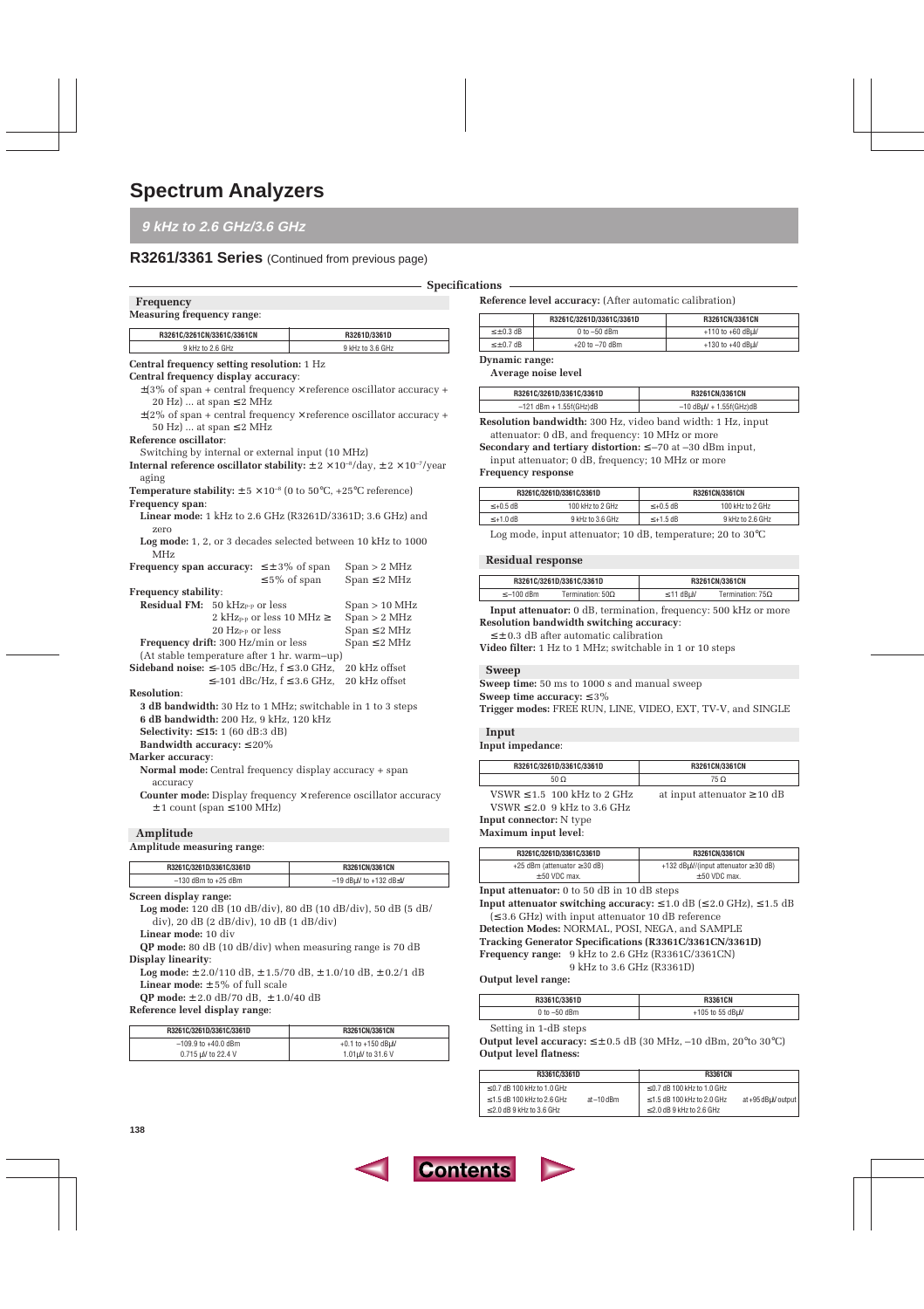# Spectrum Analyzers

## 9 kHz to 2.6 GHz/3.6 GHz

## R3261/3361 Series (Continued from previous page)

### Specifications

#### Frequency

**Measuring frequency range**:

| R3261C/R3261CN/3361C/3361CN | R3261D/3361D |
|---|---|
| 9 kHz to 2.6 GHz | 9 kHz to 3.6 GHz |

**Central frequency setting resolution:** 1 Hz

**Central frequency display accuracy**:

±(3% of span + central frequency × reference oscillator accuracy + 20 Hz) ... at span ≤ 2 MHz

±(2% of span + central frequency × reference oscillator accuracy + 50 Hz) ... at span ≤ 2 MHz

**Reference oscillator**:

Switching by internal or external input (10 MHz)

**Internal reference oscillator stability:** $\pm 2 \times 10^{-8}$/day, $\pm 2 \times 10^{-7}$/year aging

**Temperature stability:** $\pm 5 \times 10^{-8}$ (0 to 50°C, +25°C reference)

**Frequency span**:

**Linear mode:** 1 kHz to 2.6 GHz (R3261D/3361D; 3.6 GHz) and zero

**Log mode:** 1, 2, or 3 decades selected between 10 kHz to 1000 MHz

**Frequency span accuracy:** ≤ ±3% of span Span > 2 MHz
≤5% of span Span ≤2 MHz

**Frequency stability**:

**Residual FM:** 50 $kHz_{P-P}$ or less Span > 10 MHz
2 $kHz_{P-P}$ or less 10 MHz ≥ Span > 2 MHz
20 $Hz_{P-P}$ or less Span ≤2 MHz

**Frequency drift:** 300 Hz/min or less Span ≤2 MHz

(At stable temperature after 1 hr. warm–up)

**Sideband noise:** ≤–105 dBc/Hz, f ≤3.0 GHz, 20 kHz offset
≤–101 dBc/Hz, f ≤3.6 GHz, 20 kHz offset

**Resolution**:

**3 dB bandwidth:** 30 Hz to 1 MHz; switchable in 1 to 3 steps

**6 dB bandwidth:** 200 Hz, 9 kHz, 120 kHz

**Selectivity: ≤15:** 1 (60 dB:3 dB)

**Bandwidth accuracy:** ≤20%

**Marker accuracy**:

**Normal mode:** Central frequency display accuracy + span accuracy

**Counter mode:** Display frequency × reference oscillator accuracy ±1 count (span ≤100 MHz)

#### Amplitude

**Amplitude measuring range**:

| R3261C/3261D/3361C/3361D | R3261CN/3361CN |
|---|---|
| –130 dBm to +25 dBm | –19 dBμV to +132 dBμV |

**Screen display range:**

**Log mode:** 120 dB (10 dB/div), 80 dB (10 dB/div), 50 dB (5 dB/div), 20 dB (2 dB/div), 10 dB (1 dB/div)

**Linear mode:** 10 div

**QP mode:** 80 dB (10 dB/div) when measuring range is 70 dB

**Display linearity**:

**Log mode:** ±2.0/110 dB, ±1.5/70 dB, ±1.0/10 dB, ±0.2/1 dB

**Linear mode:** ±5% of full scale

**QP mode:** ±2.0 dB/70 dB, ±1.0/40 dB

**Reference level display range**:

| R3261C/3261D/3361C/3361D | R3261CN/3361CN |
|---|---|
| –109.9 to +40.0 dBm<br>0.715 μV to 22.4 V | +0.1 to +150 dBμV<br>1.01μV to 31.6 V |

**Reference level accuracy:** (After automatic calibration)

| | R3261C/3261D/3361C/3361D | R3261CN/3361CN |
|---|---|---|
| ≤±0.3 dB | 0 to –50 dBm | +110 to +60 dBμV |
| ≤±0.7 dB | +20 to –70 dBm | +130 to +40 dBμV |

**Dynamic range:**

**Average noise level**

| R3261C/3261D/3361C/3361D | R3261CN/3361CN |
|---|---|
| –121 dBm + 1.55f(GHz)dB | –10 dBμV + 1.55f(GHz)dB |

**Resolution bandwidth:** 300 Hz, video band width: 1 Hz, input attenuator: 0 dB, and frequency: 10 MHz or more

**Secondary and tertiary distortion:** ≤–70 at –30 dBm input, input attenuator; 0 dB, frequency; 10 MHz or more

**Frequency response**

| R3261C/3261D/3361C/3361D | | R3261CN/3361CN | |
|---|---|---|---|
| ≤+0.5 dB | 100 kHz to 2 GHz | ≤+0.5 dB | 100 kHz to 2 GHz |
| ≤+1.0 dB | 9 kHz to 3.6 GHz | ≤+1.5 dB | 9 kHz to 2.6 GHz |

Log mode, input attenuator; 10 dB, temperature; 20 to 30°C

#### Residual response

| R3261C/3261D/3361C/3361D | | R3261CN/3361CN | |
|---|---|---|---|
| ≤–100 dBm | Termination: 50Ω | ≤11 dBμV | Termination: 75Ω |

**Input attenuator:** 0 dB, termination, frequency: 500 kHz or more

**Resolution bandwidth switching accuracy**:

≤±0.3 dB after automatic calibration

**Video filter:** 1 Hz to 1 MHz; switchable in 1 or 10 steps

#### Sweep

**Sweep time:** 50 ms to 1000 s and manual sweep

**Sweep time accuracy:** ≤3%

**Trigger modes:** FREE RUN, LINE, VIDEO, EXT, TV-V, and SINGLE

#### Input

**Input impedance**:

| R3261C/3261D/3361C/3361D | R3261CN/3361CN |
|---|---|
| 50 Ω | 75 Ω |

VSWR ≤1.5 100 kHz to 2 GHz
VSWR ≤2.0 9 kHz to 3.6 GHz at input attenuator ≥10 dB

**Input connector:** N type

**Maximum input level**:

| R3261C/3261D/3361C/3361D | R3261CN/3361CN |
|---|---|
| +25 dBm (attenuator ≥30 dB)<br>±50 VDC max. | +132 dBμV/(input attenuator ≥30 dB)<br>±50 VDC max. |

**Input attenuator:** 0 to 50 dB in 10 dB steps

**Input attenuator switching accuracy:** ≤1.0 dB (≤2.0 GHz), ≤1.5 dB (≤3.6 GHz) with input attenuator 10 dB reference

**Detection Modes:** NORMAL, POSI, NEGA, and SAMPLE

**Tracking Generator Specifications (R3361C/3361CN/3361D)**

**Frequency range:** 9 kHz to 2.6 GHz (R3361C/3361CN)
9 kHz to 3.6 GHz (R3361D)

**Output level range:**

| R3361C/3361D | R3361CN |
|---|---|
| 0 to –50 dBm | +105 to 55 dBμV |

Setting in 1-dB steps

**Output level accuracy:** ≤±0.5 dB (30 MHz, –10 dBm, 20°to 30°C)

**Output level flatness:**

| R3361C/3361D | | R3361CN | |
|---|---|---|---|
| ≤0.7 dB 100 kHz to 1.0 GHz<br>≤1.5 dB 100 kHz to 2.6 GHz<br>≤2.0 dB 9 kHz to 3.6 GHz | at –10 dBm | ≤0.7 dB 100 kHz to 1.0 GHz<br>≤1.5 dB 100 kHz to 2.0 GHz<br>≤2.0 dB 9 kHz to 2.6 GHz | at +95 dBμV output |